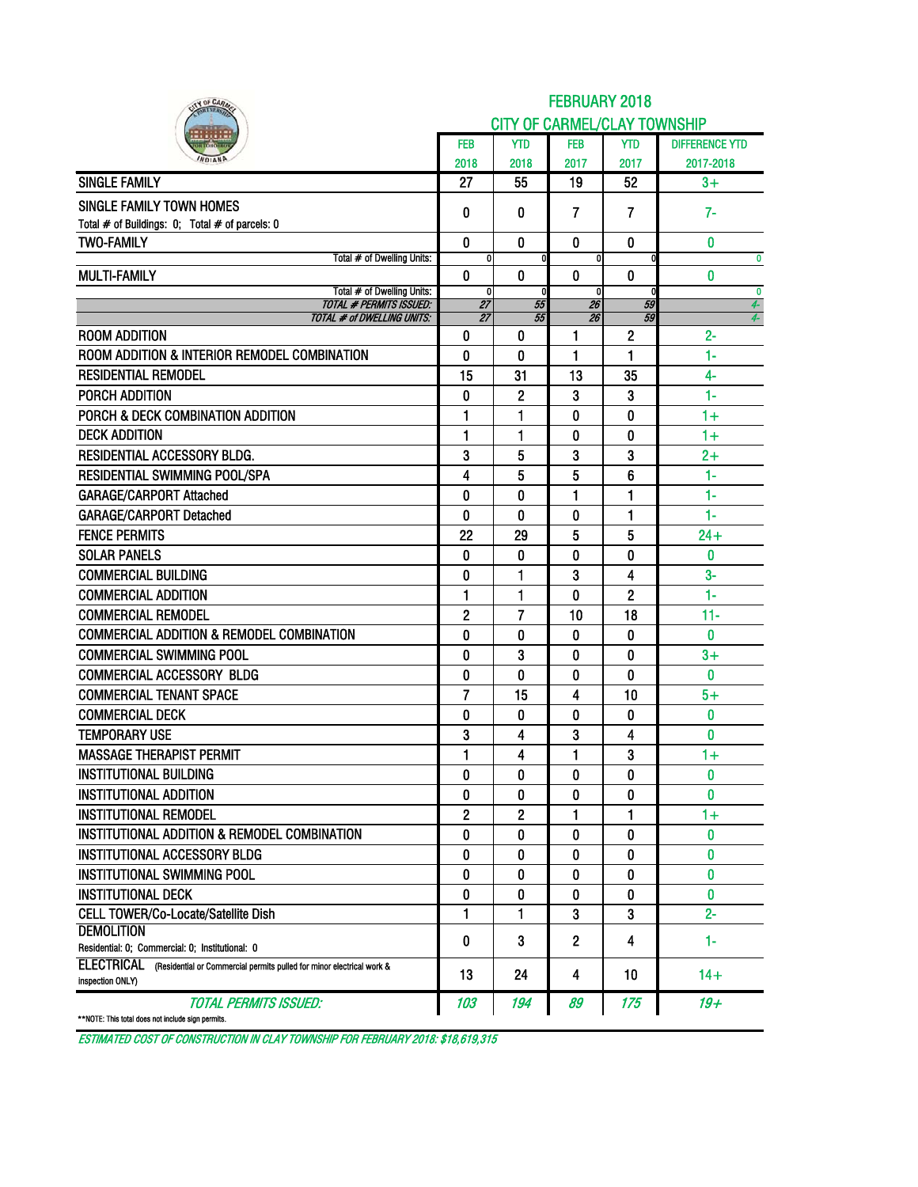# FEBRUARY 2018

## CITY OF CARMEL/CLAY TOWNSHIP

| | FEB 2018 | YTD 2018 | FEB 2017 | YTD 2017 | DIFFERENCE YTD 2017-2018 |
|---|---|---|---|---|---|
| SINGLE FAMILY | 27 | 55 | 19 | 52 | 3+ |
| SINGLE FAMILY TOWN HOMES<br>Total # of Buildings: 0; Total # of parcels: 0 | 0 | 0 | 7 | 7 | 7- |
| TWO-FAMILY | 0 | 0 | 0 | 0 | 0 |
| Total # of Dwelling Units: | 0 | 0 | 0 | 0 | 0 |
| MULTI-FAMILY | 0 | 0 | 0 | 0 | 0 |
| Total # of Dwelling Units: | 0 | 0 | 0 | 0 | 0 |
| *TOTAL # PERMITS ISSUED:* | *27* | *55* | *26* | *59* | *4-* |
| *TOTAL # of DWELLING UNITS:* | *27* | *55* | *26* | *59* | *4-* |
| ROOM ADDITION | 0 | 0 | 1 | 2 | 2- |
| ROOM ADDITION & INTERIOR REMODEL COMBINATION | 0 | 0 | 1 | 1 | 1- |
| RESIDENTIAL REMODEL | 15 | 31 | 13 | 35 | 4- |
| PORCH ADDITION | 0 | 2 | 3 | 3 | 1- |
| PORCH & DECK COMBINATION ADDITION | 1 | 1 | 0 | 0 | 1+ |
| DECK ADDITION | 1 | 1 | 0 | 0 | 1+ |
| RESIDENTIAL ACCESSORY BLDG. | 3 | 5 | 3 | 3 | 2+ |
| RESIDENTIAL SWIMMING POOL/SPA | 4 | 5 | 5 | 6 | 1- |
| GARAGE/CARPORT Attached | 0 | 0 | 1 | 1 | 1- |
| GARAGE/CARPORT Detached | 0 | 0 | 0 | 1 | 1- |
| FENCE PERMITS | 22 | 29 | 5 | 5 | 24+ |
| SOLAR PANELS | 0 | 0 | 0 | 0 | 0 |
| COMMERCIAL BUILDING | 0 | 1 | 3 | 4 | 3- |
| COMMERCIAL ADDITION | 1 | 1 | 0 | 2 | 1- |
| COMMERCIAL REMODEL | 2 | 7 | 10 | 18 | 11- |
| COMMERCIAL ADDITION & REMODEL COMBINATION | 0 | 0 | 0 | 0 | 0 |
| COMMERCIAL SWIMMING POOL | 0 | 3 | 0 | 0 | 3+ |
| COMMERCIAL ACCESSORY BLDG | 0 | 0 | 0 | 0 | 0 |
| COMMERCIAL TENANT SPACE | 7 | 15 | 4 | 10 | 5+ |
| COMMERCIAL DECK | 0 | 0 | 0 | 0 | 0 |
| TEMPORARY USE | 3 | 4 | 3 | 4 | 0 |
| MASSAGE THERAPIST PERMIT | 1 | 4 | 1 | 3 | 1+ |
| INSTITUTIONAL BUILDING | 0 | 0 | 0 | 0 | 0 |
| INSTITUTIONAL ADDITION | 0 | 0 | 0 | 0 | 0 |
| INSTITUTIONAL REMODEL | 2 | 2 | 1 | 1 | 1+ |
| INSTITUTIONAL ADDITION & REMODEL COMBINATION | 0 | 0 | 0 | 0 | 0 |
| INSTITUTIONAL ACCESSORY BLDG | 0 | 0 | 0 | 0 | 0 |
| INSTITUTIONAL SWIMMING POOL | 0 | 0 | 0 | 0 | 0 |
| INSTITUTIONAL DECK | 0 | 0 | 0 | 0 | 0 |
| CELL TOWER/Co-Locate/Satellite Dish | 1 | 1 | 3 | 3 | 2- |
| DEMOLITION<br>Residential: 0; Commercial: 0; Institutional: 0 | 0 | 3 | 2 | 4 | 1- |
| ELECTRICAL (Residential or Commercial permits pulled for minor electrical work & inspection ONLY) | 13 | 24 | 4 | 10 | 14+ |
| *TOTAL PERMITS ISSUED:* | *103* | *194* | *89* | *175* | *19+* |

**NOTE: This total does not include sign permits.

*ESTIMATED COST OF CONSTRUCTION IN CLAY TOWNSHIP FOR FEBRUARY 2018: $18,619,315*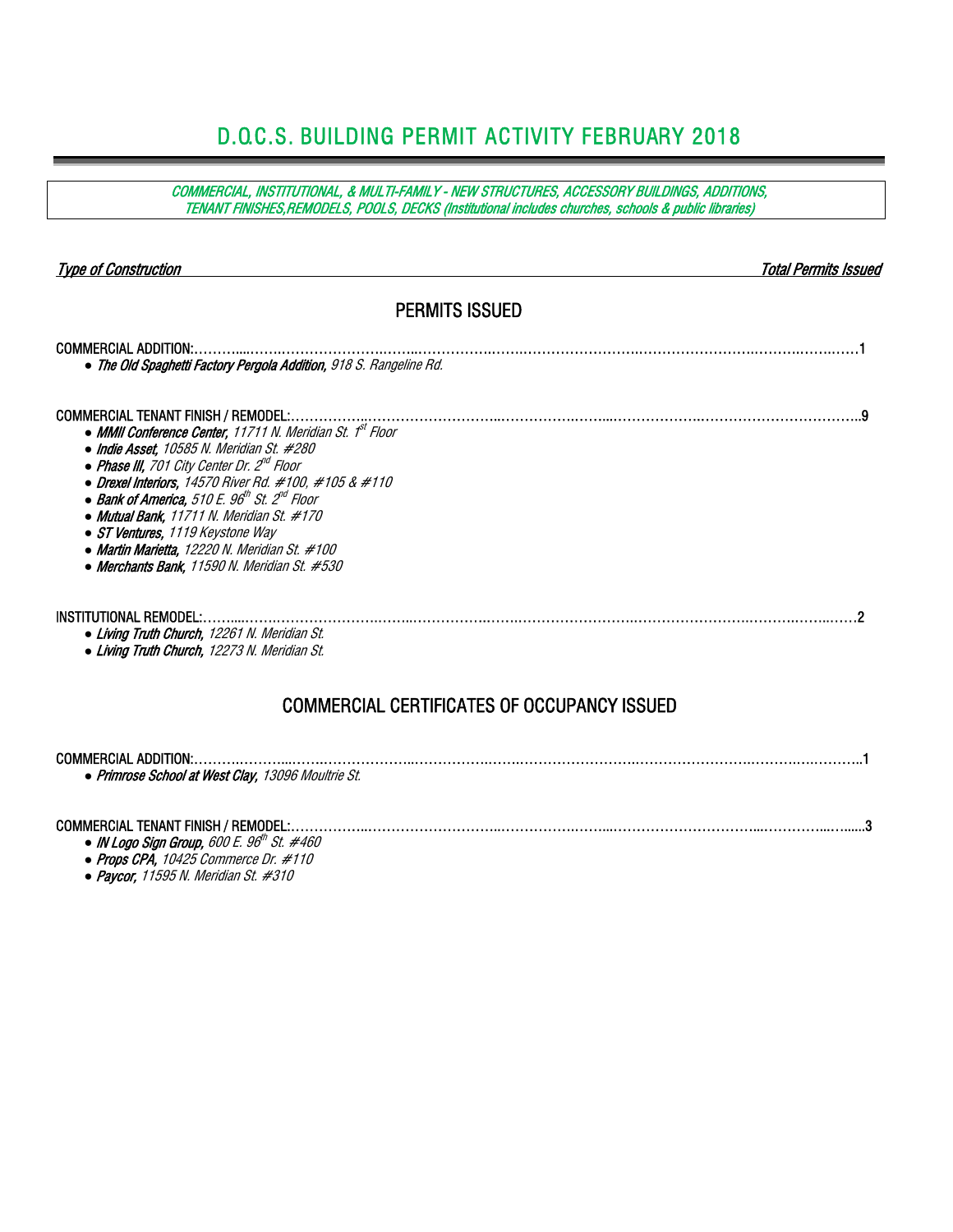# D.O.C.S. BUILDING PERMIT ACTIVITY FEBRUARY 2018

***COMMERCIAL, INSTITUTIONAL, & MULTI-FAMILY - NEW STRUCTURES, ACCESSORY BUILDINGS, ADDITIONS, TENANT FINISHES,REMODELS, POOLS, DECKS (Institutional includes churches, schools & public libraries)***

| *Type of Construction* | *Total Permits Issued* |
|---|---|

## PERMITS ISSUED

COMMERCIAL ADDITION:……………………………………………………………………………………………………………1

- ***The Old Spaghetti Factory Pergola Addition,*** *918 S. Rangeline Rd.*

COMMERCIAL TENANT FINISH / REMODEL:……………………………………………………………………………………………9

- ***MMII Conference Center,*** *11711 N. Meridian St. 1st Floor*
- ***Indie Asset,*** *10585 N. Meridian St. #280*
- ***Phase III,*** *701 City Center Dr. 2nd Floor*
- ***Drexel Interiors,*** *14570 River Rd. #100, #105 & #110*
- ***Bank of America,*** *510 E. 96th St. 2nd Floor*
- ***Mutual Bank,*** *11711 N. Meridian St. #170*
- ***ST Ventures,*** *1119 Keystone Way*
- ***Martin Marietta,*** *12220 N. Meridian St. #100*
- ***Merchants Bank,*** *11590 N. Meridian St. #530*

INSTITUTIONAL REMODEL:……………………………………………………………………………………………………………2

- ***Living Truth Church,*** *12261 N. Meridian St.*
- ***Living Truth Church,*** *12273 N. Meridian St.*

## COMMERCIAL CERTIFICATES OF OCCUPANCY ISSUED

COMMERCIAL ADDITION:……………………………………………………………………………………………………………1

- ***Primrose School at West Clay,*** *13096 Moultrie St.*

COMMERCIAL TENANT FINISH / REMODEL:……………………………………………………………………………………………3

- ***IN Logo Sign Group,*** *600 E. 96th St. #460*
- ***Props CPA,*** *10425 Commerce Dr. #110*
- ***Paycor,*** *11595 N. Meridian St. #310*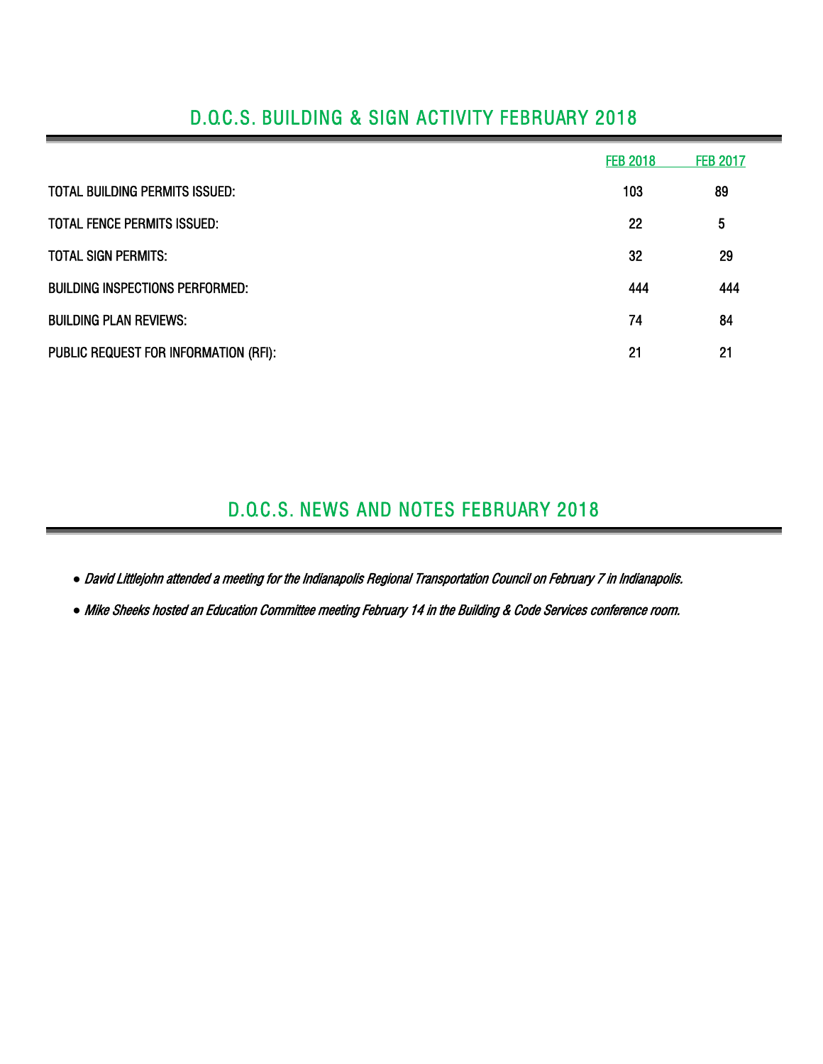## D.O.C.S. BUILDING & SIGN ACTIVITY FEBRUARY 2018

| | FEB 2018 | FEB 2017 |
|---|---|---|
| TOTAL BUILDING PERMITS ISSUED: | 103 | 89 |
| TOTAL FENCE PERMITS ISSUED: | 22 | 5 |
| TOTAL SIGN PERMITS: | 32 | 29 |
| BUILDING INSPECTIONS PERFORMED: | 444 | 444 |
| BUILDING PLAN REVIEWS: | 74 | 84 |
| PUBLIC REQUEST FOR INFORMATION (RFI): | 21 | 21 |

## D.O.C.S. NEWS AND NOTES FEBRUARY 2018

- *David Littlejohn attended a meeting for the Indianapolis Regional Transportation Council on February 7 in Indianapolis.*
- *Mike Sheeks hosted an Education Committee meeting February 14 in the Building & Code Services conference room.*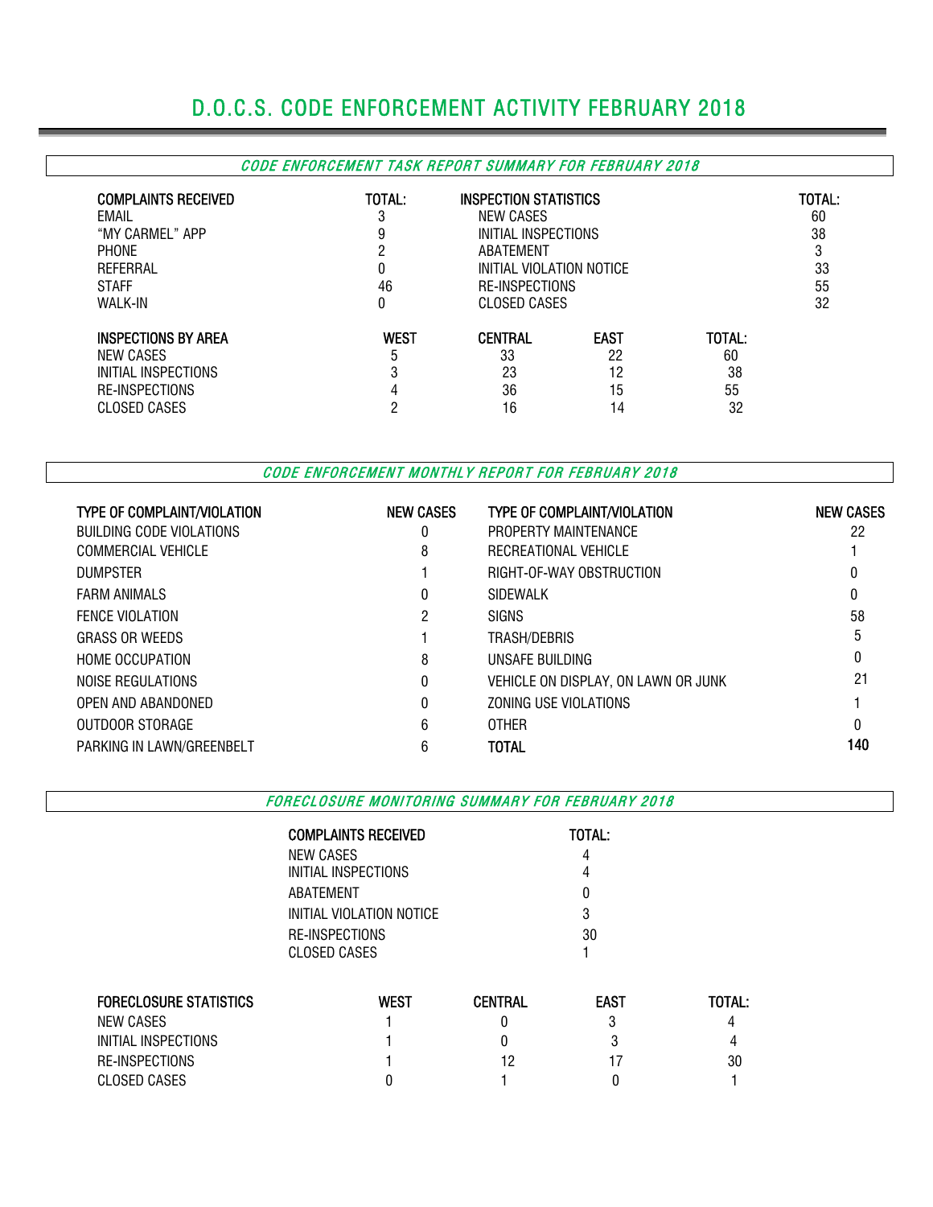# D.O.C.S. CODE ENFORCEMENT ACTIVITY FEBRUARY 2018

## *CODE ENFORCEMENT TASK REPORT SUMMARY FOR FEBRUARY 2018*

| COMPLAINTS RECEIVED | TOTAL: |
|---|---|
| EMAIL | 3 |
| "MY CARMEL" APP | 9 |
| PHONE | 2 |
| REFERRAL | 0 |
| STAFF | 46 |
| WALK-IN | 0 |

| INSPECTION STATISTICS | TOTAL: |
|---|---|
| NEW CASES | 60 |
| INITIAL INSPECTIONS | 38 |
| ABATEMENT | 3 |
| INITIAL VIOLATION NOTICE | 33 |
| RE-INSPECTIONS | 55 |
| CLOSED CASES | 32 |

| INSPECTIONS BY AREA | WEST | CENTRAL | EAST | TOTAL: |
|---|---|---|---|---|
| NEW CASES | 5 | 33 | 22 | 60 |
| INITIAL INSPECTIONS | 3 | 23 | 12 | 38 |
| RE-INSPECTIONS | 4 | 36 | 15 | 55 |
| CLOSED CASES | 2 | 16 | 14 | 32 |

## *CODE ENFORCEMENT MONTHLY REPORT FOR FEBRUARY 2018*

| TYPE OF COMPLAINT/VIOLATION | NEW CASES | TYPE OF COMPLAINT/VIOLATION | NEW CASES |
|---|---|---|---|
| BUILDING CODE VIOLATIONS | 0 | PROPERTY MAINTENANCE | 22 |
| COMMERCIAL VEHICLE | 8 | RECREATIONAL VEHICLE | 1 |
| DUMPSTER | 1 | RIGHT-OF-WAY OBSTRUCTION | 0 |
| FARM ANIMALS | 0 | SIDEWALK | 0 |
| FENCE VIOLATION | 2 | SIGNS | 58 |
| GRASS OR WEEDS | 1 | TRASH/DEBRIS | 5 |
| HOME OCCUPATION | 8 | UNSAFE BUILDING | 0 |
| NOISE REGULATIONS | 0 | VEHICLE ON DISPLAY, ON LAWN OR JUNK | 21 |
| OPEN AND ABANDONED | 0 | ZONING USE VIOLATIONS | 1 |
| OUTDOOR STORAGE | 6 | OTHER | 0 |
| PARKING IN LAWN/GREENBELT | 6 | **TOTAL** | **140** |

## *FORECLOSURE MONITORING SUMMARY FOR FEBRUARY 2018*

| COMPLAINTS RECEIVED | TOTAL: |
|---|---|
| NEW CASES | 4 |
| INITIAL INSPECTIONS | 4 |
| ABATEMENT | 0 |
| INITIAL VIOLATION NOTICE | 3 |
| RE-INSPECTIONS | 30 |
| CLOSED CASES | 1 |

| FORECLOSURE STATISTICS | WEST | CENTRAL | EAST | TOTAL: |
|---|---|---|---|---|
| NEW CASES | 1 | 0 | 3 | 4 |
| INITIAL INSPECTIONS | 1 | 0 | 3 | 4 |
| RE-INSPECTIONS | 1 | 12 | 17 | 30 |
| CLOSED CASES | 0 | 1 | 0 | 1 |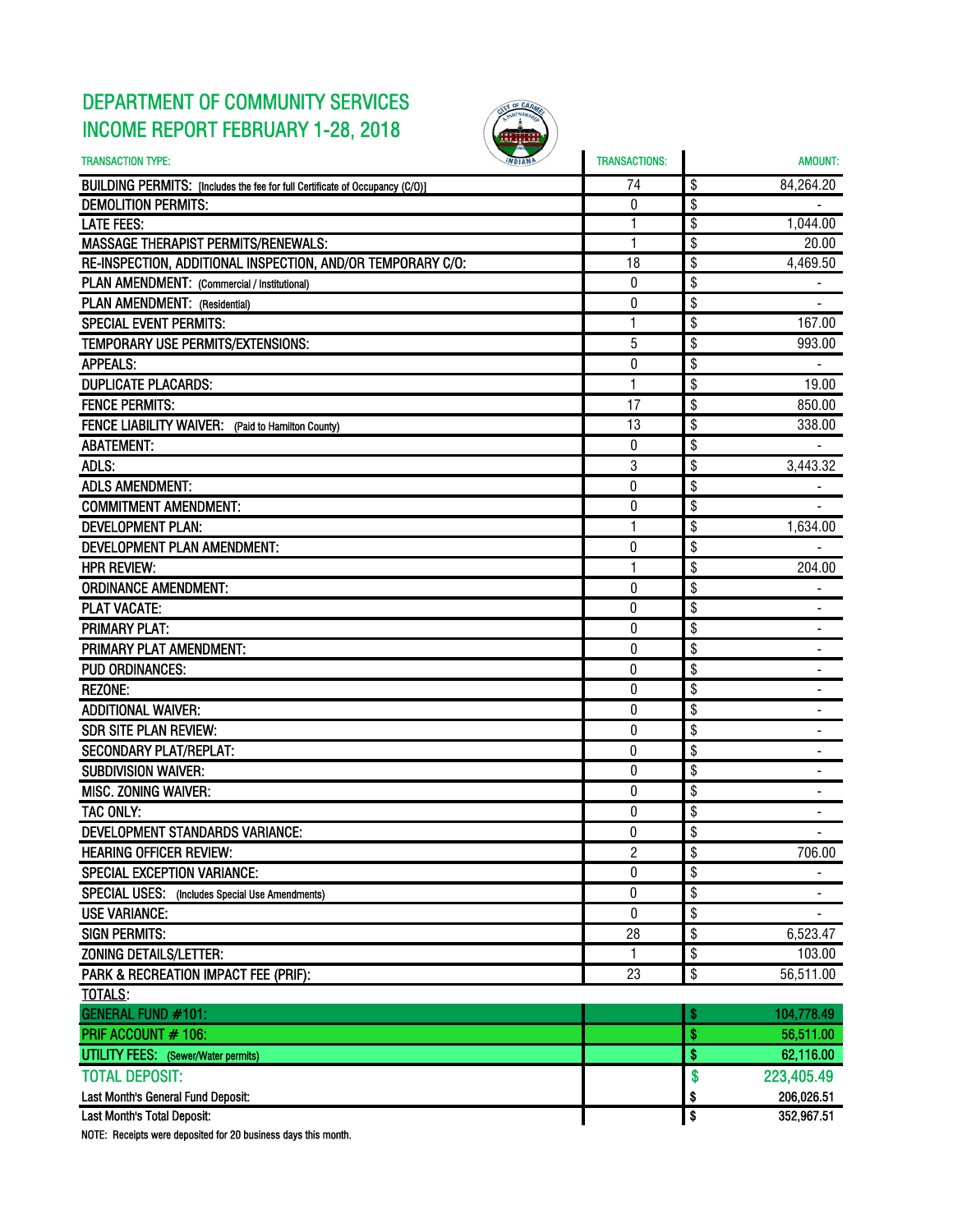# DEPARTMENT OF COMMUNITY SERVICES
# INCOME REPORT FEBRUARY 1-28, 2018

| TRANSACTION TYPE: | TRANSACTIONS: | AMOUNT: |
|---|---|---|
| BUILDING PERMITS: [Includes the fee for full Certificate of Occupancy (C/O)] | 74 | $ 84,264.20 |
| DEMOLITION PERMITS: | 0 | $ - |
| LATE FEES: | 1 | $ 1,044.00 |
| MASSAGE THERAPIST PERMITS/RENEWALS: | 1 | $ 20.00 |
| RE-INSPECTION, ADDITIONAL INSPECTION, AND/OR TEMPORARY C/O: | 18 | $ 4,469.50 |
| PLAN AMENDMENT: (Commercial / Institutional) | 0 | $ - |
| PLAN AMENDMENT: (Residential) | 0 | $ - |
| SPECIAL EVENT PERMITS: | 1 | $ 167.00 |
| TEMPORARY USE PERMITS/EXTENSIONS: | 5 | $ 993.00 |
| APPEALS: | 0 | $ - |
| DUPLICATE PLACARDS: | 1 | $ 19.00 |
| FENCE PERMITS: | 17 | $ 850.00 |
| FENCE LIABILITY WAIVER: (Paid to Hamilton County) | 13 | $ 338.00 |
| ABATEMENT: | 0 | $ - |
| ADLS: | 3 | $ 3,443.32 |
| ADLS AMENDMENT: | 0 | $ - |
| COMMITMENT AMENDMENT: | 0 | $ - |
| DEVELOPMENT PLAN: | 1 | $ 1,634.00 |
| DEVELOPMENT PLAN AMENDMENT: | 0 | $ - |
| HPR REVIEW: | 1 | $ 204.00 |
| ORDINANCE AMENDMENT: | 0 | $ - |
| PLAT VACATE: | 0 | $ - |
| PRIMARY PLAT: | 0 | $ - |
| PRIMARY PLAT AMENDMENT: | 0 | $ - |
| PUD ORDINANCES: | 0 | $ - |
| REZONE: | 0 | $ - |
| ADDITIONAL WAIVER: | 0 | $ - |
| SDR SITE PLAN REVIEW: | 0 | $ - |
| SECONDARY PLAT/REPLAT: | 0 | $ - |
| SUBDIVISION WAIVER: | 0 | $ - |
| MISC. ZONING WAIVER: | 0 | $ - |
| TAC ONLY: | 0 | $ - |
| DEVELOPMENT STANDARDS VARIANCE: | 0 | $ - |
| HEARING OFFICER REVIEW: | 2 | $ 706.00 |
| SPECIAL EXCEPTION VARIANCE: | 0 | $ - |
| SPECIAL USES: (Includes Special Use Amendments) | 0 | $ - |
| USE VARIANCE: | 0 | $ - |
| SIGN PERMITS: | 28 | $ 6,523.47 |
| ZONING DETAILS/LETTER: | 1 | $ 103.00 |
| PARK & RECREATION IMPACT FEE (PRIF): | 23 | $ 56,511.00 |
| TOTALS: | | |
| GENERAL FUND #101: | | $ 104,778.49 |
| PRIF ACCOUNT # 106: | | $ 56,511.00 |
| UTILITY FEES: (Sewer/Water permits) | | $ 62,116.00 |
| TOTAL DEPOSIT: | | $ 223,405.49 |
| Last Month's General Fund Deposit: | | $ 206,026.51 |
| Last Month's Total Deposit: | | $ 352,967.51 |

NOTE: Receipts were deposited for 20 business days this month.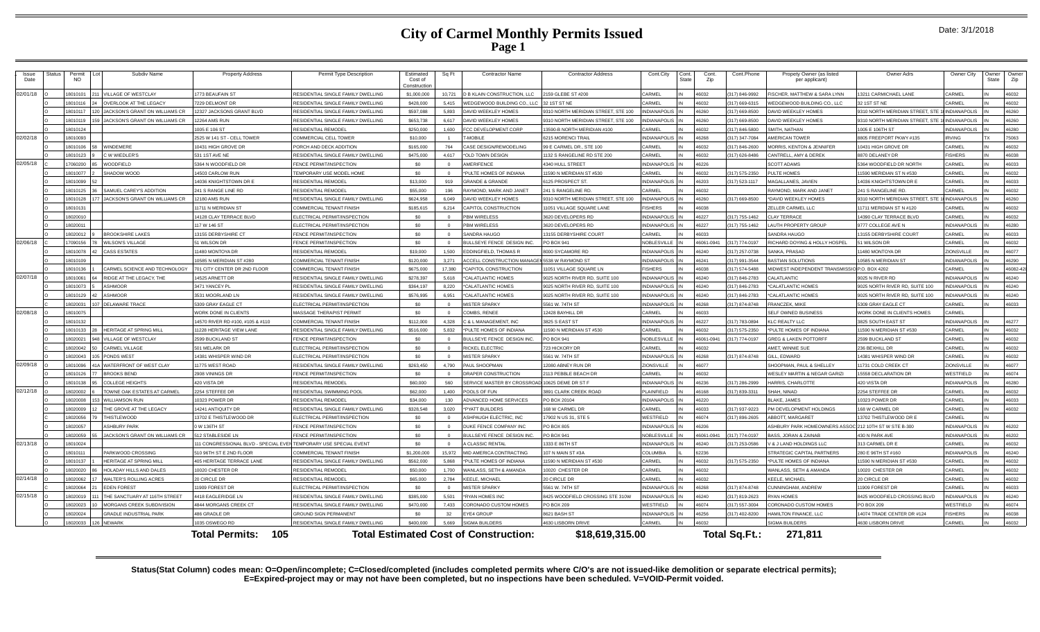# City of Carmel Monthly Permits Issued

Date: 3/1/2018

| Issue Date | Status | Permit NO | Lot | Subdiv Name | Property Address | Permit Type Description | Estimated Cost of Construction | Sq Ft | Contractor Name | Contractor Address | Cont.City | Cont. State | Cont. Zip | Cont.Phone | Propety Owner (as listed per applicant) | Owner Adrs | Owner City | Owner State | Owner Zip |
|---|---|---|---|---|---|---|---|---|---|---|---|---|---|---|---|---|---|---|---|
| 02/01/18 | O | 18010101 | 211 | VILLAGE OF WESTCLAY | 1773 BEAUFAIN ST | RESIDENTIAL SINGLE FAMILY DWELLING | $1,000,000 | 10,721 | D B KLAIN CONSTRUCTION, LLC | 2159 GLEBE ST #200 | CARMEL | IN | 46032 | (317) 846-9992 | FISCHER, MATTHEW & SARA LYNN | 13211 CARMICHAEL LANE | CARMEL | IN | 46032 |
| | O | 18010116 | 24 | OVERLOOK AT THE LEGACY | 7229 DELMONT DR | RESIDENTIAL SINGLE FAMILY DWELLING | $428,000 | 5,415 | WEDGEWOOD BUILDING CO., LLC | 32 1ST ST NE | CARMEL | IN | 46032 | (317) 669-6315 | WEDGEWOOD BUILDING CO., LLC | 32 1ST ST NE | CARMEL | IN | 46032 |
| | O | 18010117 | 120 | JACKSON'S GRANT ON WILLIAMS CR | 12327 JACKSONS GRANT BLVD | RESIDENTIAL SINGLE FAMILY DWELLING | $597,088 | 5,893 | DAVID WEEKLEY HOMES | 9310 NORTH MERIDIAN STREET, STE 100 | INDIANAPOLIS | IN | 46260 | (317) 669-8500 | DAVID WEEKLEY HOMES | 9310 NORTH MERIDIAN STREET, STE 1 | INDIANAPOLIS | IN | 46260 |
| | O | 18010119 | 159 | JACKSON'S GRANT ON WILLIAMS CR | 12264 AMS RUN | RESIDENTIAL SINGLE FAMILY DWELLING | $653,738 | 6,617 | DAVID WEEKLEY HOMES | 9310 NORTH MERIDIAN STREET, STE 100 | INDIANAPOLIS | IN | 46260 | (317) 669-8500 | DAVID WEEKLEY HOMES | 9310 NORTH MERIDIAN STREET, STE 1 | INDIANAPOLIS | IN | 46260 |
| | O | 18010124 | | | 1005 E 106 ST | RESIDENTIAL REMODEL | $250,000 | 1,600 | FCC DEVELOPMENT CORP | 13590-B NORTH MERIDIAN #100 | CARMEL | IN | 46032 | (317) 846-5800 | SMITH, NATHAN | 1005 E 106TH ST | INDIANAPOLIS | IN | 46280 |
| 02/02/18 | O | 18010093 | | | 2525 W 141 ST - CELL TOWER | COMMERCIAL CELL TOWER | $10,000 | 1 | T-MOBILE | 6215 MORENCI TRAIL | INDIANAPOLIS | IN | 46268 | (317) 347-7084 | AMERICAN TOWER | 8805 FREEPORT PKWY #135 | IRVING | TX | 75063 |
| | O | 18010106 | 58 | WINDEMERE | 10431 HIGH GROVE DR | PORCH AND DECK ADDITION | $165,000 | 764 | CASE DESIGN/REMODELING | 99 E CARMEL DR., STE 100 | CARMEL | IN | 46032 | (317) 846-2600 | MORRIS, KENTON & JENNIFER | 10431 HIGH GROVE DR | CARMEL | IN | 46032 |
| | O | 18010123 | 9 | C W WIEDLER'S | 531 1ST AVE NE | RESIDENTIAL SINGLE FAMILY DWELLING | $475,000 | 4,617 | *OLD TOWN DESIGN | 1132 S RANGELINE RD STE 200 | CARMEL | IN | 46032 | (317) 626-8486 | CANTRELL, AMY & DEREK | 8870 DELANEY DR | FISHERS | IN | 46038 |
| 02/05/18 | C | 17060200 | 85 | WOODFIELD | 5364 N WOODFIELD DR | FENCE PERMIT/INSPECTION | $0 | 0 | AMERIFENCE | 4340 HULL STREET | INDIANAPOLIS | IN | 46226 | | SCOTT ADAMS | 5364 WOODFIELD DR NORTH | CARMEL | IN | 46033 |
| | O | 18010077 | 2 | SHADOW WOOD | 14503 CARLOW RUN | TEMPORARY USE MODEL HOME | $0 | 0 | *PULTE HOMES OF INDIANA | 11590 N MERIDIAN ST #530 | CARMEL | IN | 46032 | (317) 575-2350 | PULTE HOMES | 11590 MERIDIAN ST N #530 | CARMEL | IN | 46032 |
| | O | 18010099 | 52 | | 14036 KNIGHTSTOWN DR E | RESIDENTIAL REMODEL | $13,000 | 919 | GRANDE & GRANDE | 6125 PROSPECT ST. | INDIANAPOLIS | IN | 46203 | (317) 523-1117 | MAGALLANES, JAVIEN | 14036 KNIGHTSTOWN DR E | CARMEL | IN | 46033 |
| | O | 18010125 | 36 | SAMUEL CAREY'S ADDITION | 241 S RANGE LINE RD | RESIDENTIAL REMODEL | $55,000 | 196 | RAYMOND, MARK AND JANET | 241 S RANGELINE RD. | CARMEL | IN | 46032 | | RAYMOND, MARK AND JANET | 241 S RANGELINE RD. | CARMEL | IN | 46032 |
| | O | 18010128 | 177 | JACKSON'S GRANT ON WILLIAMS CR | 12180 AMS RUN | RESIDENTIAL SINGLE FAMILY DWELLING | $624,958 | 6,049 | DAVID WEEKLEY HOMES | 9310 NORTH MERIDIAN STREET, STE 100 | INDIANAPOLIS | IN | 46260 | (317) 669-8500 | *DAVID WEEKLEY HOMES | 9310 NORTH MERIDIAN STREET, STE 1 | INDIANAPOLIS | IN | 46260 |
| | O | 18010131 | | | 11711 N MERIDIAN ST | COMMERCIAL TENANT FINISH | $185,615 | 6,214 | CAPITOL CONSTRUCTION | 11051 VILLAGE SQUARE LANE | FISHERS | IN | 46038 | | ZELLER CARMEL LLC | 11711 MERIDIAN ST N #120 | CARMEL | IN | 46032 |
| | O | 18020010 | | | 14128 CLAY TERRACE BLVD | ELECTRICAL PERMIT/INSPECTION | $0 | 0 | PBM WIRELESS | 3620 DEVELOPERS RD | INDIANAPOLIS | IN | 46227 | (317) 755-1462 | CLAY TERRACE | 14390 CLAY TERRACE BLVD | CARMEL | IN | 46032 |
| | O | 18020011 | | | 117 W 146 ST | ELECTRICAL PERMIT/INSPECTION | $0 | 0 | PBM WIRELESS | 3620 DEVELOPERS RD | INDIANAPOLIS | IN | 46227 | (317) 755-1462 | LAUTH PROPERTY GROUP | 9777 COLLEGE AVE N | INDIANAPOLIS | IN | 46280 |
| | O | 18020012 | 9 | BROOKSHIRE LAKES | 13155 DERBYSHIRE CT | FENCE PERMIT/INSPECTION | $0 | 0 | SANDRA HAUGO | 13155 DERBYSHIRE COURT | CARMEL | IN | 46033 | | SANDRA HAUGO | 13155 DERBYSHIRE COURT | CARMEL | IN | 46033 |
| 02/06/18 | C | 17090156 | 78 | WILSON'S VILLAGE | 51 WILSON DR | FENCE PERMIT/INSPECTION | $0 | 0 | BULLSEYE FENCE DESIGN INC. | PO BOX 941 | NOBLESVILLE | IN | 46061-0941 | (317) 774-0197 | RICHARD DOYING & HOLLY HOSPEL | 51 WILSON DR | CARMEL | IN | 46032 |
| | O | 18010078 | 42 | CASS ESTATES | 11480 MONTOYA DR | RESIDENTIAL REMODEL | $19,000 | 1,500 | EDDINGFIELD, THOMAS R | 8000 SYCAMORE RD | INDIANAPOLIS | IN | 46240 | (317) 257-0738 | SANKA, PRASAD | 11480 MONTOYA DR | ZIONSVILLE | IN | 46077 |
| | O | 18010109 | | | 10585 N MERIDIAN ST #280 | COMMERCIAL TENANT FINISH | $120,000 | 3,271 | ACCELL CONSTRUCTION MANAGEM | 5538 W RAYMOND ST | INDIANAPOLIS | IN | 46241 | (317) 991-3544 | BASTIAN SOLUTIONS | 10585 N MERIDIAN ST | INDIANAPOLIS | IN | 46290 |
| | O | 18010136 | | CARMEL SCIENCE AND TECHNOLOGY | 701 CITY CENTER DR 2ND FLOOR | COMMERCIAL TENANT FINISH | $675,000 | 17,380 | *CAPITOL CONSTRUCTION | 11051 VILLAGE SQUARE LN | FISHERS | IN | 46038 | (317) 574-5488 | MIDWEST INDEPENDENT TRANSMISSIO | P.O. BOX 4202 | CARMEL | IN | 46082-42 |
| 02/07/18 | O | 18010061 | 64 | RIDGE AT THE LEGACY, THE | 14525 ARNETT DR | RESIDENTIAL SINGLE FAMILY DWELLING | $278,397 | 5,618 | *CALATLANTIC HOMES | 9025 NORTH RIVER RD, SUITE 100 | INDIANAPOLIS | IN | 46240 | (317) 846-2783 | CALATLANTIC | 9025 N RIVER RD | INDIANAPOLIS | IN | 46240 |
| | O | 18010073 | 5 | ASHMOOR | 3471 YANCEY PL | RESIDENTIAL SINGLE FAMILY DWELLING | $364,197 | 8,220 | *CALATLANTIC HOMES | 9025 NORTH RIVER RD, SUITE 100 | INDIANAPOLIS | IN | 46240 | (317) 846-2783 | *CALATLANTIC HOMES | 9025 NORTH RIVER RD, SUITE 100 | INDIANAPOLIS | IN | 46240 |
| | O | 18010129 | 42 | ASHMOOR | 3531 MOORLAND LN | RESIDENTIAL SINGLE FAMILY DWELLING | $576,995 | 6,951 | *CALATLANTIC HOMES | 9025 NORTH RIVER RD, SUITE 100 | INDIANAPOLIS | IN | 46240 | (317) 846-2783 | *CALATLANTIC HOMES | 9025 NORTH RIVER RD, SUITE 100 | INDIANAPOLIS | IN | 46240 |
| | C | 18020031 | 107 | DELAWARE TRACE | 5309 GRAY EAGLE CT | ELECTRICAL PERMIT/INSPECTION | $0 | 0 | MISTER SPARKY | 5561 W. 74TH ST | INDIANAPOLIS | IN | 46268 | (317) 874-8748 | FRANCZEK, MIKE | 5309 GRAY EAGLE CT | CARMEL | IN | 46033 |
| 02/08/18 | O | 18010075 | | | WORK DONE IN CLIENTS | MASSAGE THERAPIST PERMIT | $0 | 0 | COMBS, RENEE | 12428 BAYHILL DR | CARMEL | IN | 46033 | | SELF OWNED BUSINESS | WORK DONE IN CLIENTS HOMES | CARMEL | | |
| | O | 18010132 | | | 14570 RIVER RD #100, #105 & #110 | COMMERCIAL TENANT FINISH | $112,000 | 4,328 | C & L MANAGEMENT, INC | 3825 S EAST ST | INDIANAPOLIS | IN | 46227 | (317) 783-0894 | KLC REALTY LLC | 3825 SOUTH EAST ST | INDIANAPOLIS | IN | 46227 |
| | O | 18010133 | 28 | HERITAGE AT SPRING MILL | 11228 HERITAGE VIEW LANE | RESIDENTIAL SINGLE FAMILY DWELLING | $516,000 | 5,832 | *PULTE HOMES OF INDIANA | 11590 N MERIDIAN ST #530 | CARMEL | IN | 46032 | (317) 575-2350 | *PULTE HOMES OF INDIANA | 11590 N MERIDIAN ST #530 | CARMEL | IN | 46032 |
| | O | 18020021 | 948 | VILLAGE OF WESTCLAY | 2599 BUCKLAND ST | FENCE PERMIT/INSPECTION | $0 | 0 | BULLSEYE FENCE DESIGN INC. | PO BOX 941 | NOBLESVILLE | IN | 46061-0941 | (317) 774-0197 | GREG & LAKEN POTTORFF | 2599 BUCKLAND ST | CARMEL | IN | 46032 |
| | C | 18020042 | 50 | CARMEL VILLAGE | 501 MELARK DR | ELECTRICAL PERMIT/INSPECTION | $0 | 0 | RICKEL ELECTRIC | 723 HICKORY DR | CARMEL | IN | 46032 | | AMET, WINNIE SUE | 236 BEXHILL DR | CARMEL | IN | 46032 |
| | C | 18020043 | 105 | PONDS WEST | 14381 WHISPER WIND DR | ELECTRICAL PERMIT/INSPECTION | $0 | 0 | MISTER SPARKY | 5561 W. 74TH ST | INDIANAPOLIS | IN | 46268 | (317) 874-8748 | GILL, EDWARD | 14381 WHISPER WIND DR | CARMEL | IN | 46032 |
| 02/09/18 | O | 18010096 | 41A | WATERFRONT OF WEST CLAY | 11775 WEST ROAD | RESIDENTIAL SINGLE FAMILY DWELLING | $263,450 | 4,790 | PAUL SHOOPMAN | 12080 ABNEY RUN DR | ZIONSVILLE | IN | 46077 | | SHOOPMAN, PAUL & SHELLEY | 11731 COLD CREEK CT | ZIONSVILLE | IN | 46077 |
| | O | 18010126 | 77 | BROOKS BEND | 2908 VININGS DR | FENCE PERMIT/INSPECTION | $0 | 0 | DRAPER CONSTRUCTION | 2113 PEBBLE BEACH DR | CARMEL | IN | 46032 | | WESLEY MARTIN & NEGAR GARIZI | 15558 DECLARATION DR | WESTFIELD | IN | 46074 |
| | O | 18010138 | 95 | COLLEGE HEIGHTS | 420 VISTA DR | RESIDENTIAL REMODEL | $60,000 | 560 | SERVICE MASTER BY CROSSROAD | 10625 DEME DR ST F | INDIANAPOLIS | IN | 46236 | (317) 286-2999 | HARRIS, CHARLOTTE | 420 VISTA DR | INDIANAPOLIS | IN | 46280 |
| 02/12/18 | O | 18020002 | 6 | TOWNE OAK ESTATES AT CARMEL | 2254 STEFFEE DR | RESIDENTIAL SWIMMING POOL | $62,000 | 1,400 | POOLS OF FUN | 3891 CLARK CREEK ROAD | PLAINFIELD | IN | 46168 | (317) 839-3311 | SHAH, NINAD | 2254 STEFFEE DR | CARMEL | IN | 46032 |
| | O | 18020008 | 153 | WILLIAMSON RUN | 10323 POWER DR | RESIDENTIAL REMODEL | $34,000 | 130 | ADVANCED HOME SERVICES | PO BOX 20104 | INDIANAPOLIS | IN | 46220 | | BLAKE, JAMES | 10323 POWER DR | CARMEL | IN | 46033 |
| | O | 18020009 | 12 | THE GROVE AT THE LEGACY | 14241 ANTIQUITY DR | RESIDENTIAL SINGLE FAMILY DWELLING | $328,548 | 3,020 | *PYATT BUILDERS | 168 W CARMEL DR | CARMEL | IN | 46033 | (317) 937-9223 | PM DEVELOPMENT HOLDINGS | 168 W CARMEL DR | CARMEL | IN | 46032 |
| | C | 18020056 | 79 | THISTLEWOOD | 13702 E THISTLEWOOD DR | ELECTRICAL PERMIT/INSPECTION | $0 | 0 | ASHPAUGH ELECTRIC, INC | 17902 N US 31, STE 5 | WESTFIELD | IN | 46074 | (317) 896-2605 | ABBOTT, MARGARET | 13702 THISTLEWOOD DR E | CARMEL | IN | 46033 |
| | O | 18020057 | | ASHBURY PARK | 0 W 136TH ST | FENCE PERMIT/INSPECTION | $0 | 0 | DUKE FENCE COMPANY INC | PO BOX 805 | INDIANAPOLIS | IN | 46206 | | ASHBURY PARK HOMEOWNERS ASSOC | 212 10TH ST W STE B-300 | INDIANAPOLIS | IN | 46202 |
| | O | 18020059 | 55 | JACKSON'S GRANT ON WILLIAMS CR | 512 STABLESIDE LN | FENCE PERMIT/INSPECTION | $0 | 0 | BULLSEYE FENCE DESIGN INC. | PO BOX 941 | NOBLESVILLE | IN | 46061-0941 | (317) 774-0197 | BASS, JORAN & ZAINAB | 430 N PARK AVE | INDIANAPOLIS | IN | 46202 |
| 02/13/18 | O | 18010024 | | | 111 CONGRESSIONAL BLVD - SPECIAL EVEN | TEMPORARY USE SPECIAL EVENT | $0 | 0 | A CLASSIC RENTAL | 1333 E 86TH ST | INDIANAPOLIS | IN | 46240 | (317) 253-0586 | V & J LAND HOLDINGS LLC | 313 CARMEL DR E | CARMEL | IN | 46032 |
| | O | 18010111 | | PARKWOOD CROSSING | 510 96TH ST E 2ND FLOOR | COMMERCIAL TENANT FINISH | $1,200,000 | 15,972 | MID AMERICA CONTRACTING | 107 N MAIN ST #3A | COLUMBIA | IL | 62236 | | STRATEGIC CAPITAL PARTNERS | 280 E 96TH ST #160 | INDIANAPOLIS | IN | 46240 |
| | O | 18010137 | 1 | HERITAGE AT SPRING MILL | 405 HERITAGE TERRACE LANE | RESIDENTIAL SINGLE FAMILY DWELLING | $562,000 | 5,868 | *PULTE HOMES OF INDIANA | 11590 N MERIDIAN ST #530 | CARMEL | IN | 46032 | (317) 575-2350 | *PULTE HOMES OF INDIANA | 11590 N MERIDIAN ST #530 | CARMEL | IN | 46032 |
| | O | 18020020 | 86 | HOLADAY HILLS AND DALES | 10020 CHESTER DR | RESIDENTIAL REMODEL | $50,000 | 1,700 | WANLASS, SETH & AMANDA | 10020 CHESTER DR | CARMEL | IN | 46032 | | WANLASS, SETH & AMANDA | 10020 CHESTER DR | CARMEL | IN | 46032 |
| 02/14/18 | O | 18020062 | 17 | WALTER'S ROLLING ACRES | 20 CIRCLE DR | RESIDENTIAL REMODEL | $65,000 | 2,784 | KEELE, MICHAEL | 20 CIRCLE DR | CARMEL | IN | 46032 | | KEELE, MICHAEL | 20 CIRCLE DR | CARMEL | IN | 46032 |
| | C | 18020064 | 21 | EDEN FOREST | 11909 FOREST DR | ELECTRICAL PERMIT/INSPECTION | $0 | 0 | MISTER SPARKY | 5561 W. 74TH ST | INDIANAPOLIS | IN | 46268 | (317) 874-8748 | CUNNINGHAM, ANDREW | 11909 FOREST DR | CARMEL | IN | 46033 |
| 02/15/18 | O | 18020019 | 111 | THE SANCTUARY AT 116TH STREET | 4418 EAGLERIDGE LN | RESIDENTIAL SINGLE FAMILY DWELLING | $385,000 | 5,501 | *RYAN HOMES INC | 8425 WOODFIELD CROSSING STE 310W | INDIANAPOLIS | IN | 46240 | (317) 819-2623 | RYAN HOMES | 8425 WOODFIELD CROSSING BLVD | INDIANAPOLIS | IN | 46240 |
| | O | 18020023 | 10 | MORGANS CREEK SUBDIVISION | 4844 MORGANS CREEK CT | RESIDENTIAL SINGLE FAMILY DWELLING | $470,000 | 7,433 | CORONADO CUSTOM HOMES | PO BOX 209 | WESTFIELD | IN | 46074 | (317) 557-3004 | CORONADO CUSTOM HOMES | PO BOX 209 | WESTFIELD | IN | 46074 |
| | O | 18020024 | | GRADLE INDUSTRIAL PARK | 486 GRADLE DR | GROUND SIGN PERMANENT | $0 | 32 | EYE4 GROUP | 8621 BASH ST | INDIANAPOLIS | IN | 46256 | (317) 402-8200 | HAMILTON FINANCE, LLC | 14074 TRADE CENTER DR #124 | FISHERS | IN | 46038 |
| | O | 18020033 | 126 | NEWARK | 1035 OSWEGO RD | RESIDENTIAL SINGLE FAMILY DWELLING | $400,000 | 5,669 | SIGMA BUILDERS | 4630 LISBORN DRIVE | CARMEL | IN | 46032 | | SIGMA BUILDERS | 4630 LISBORN DRIVE | CARMEL | IN | 46032 |

**Total Permits: 105** **Total Estimated Cost of Construction: $18,619,315.00** **Total Sq.Ft.: 271,811**

**Status(Stat Column) codes mean: O=Open/incomplete; C=Closed/completed (includes completed permits where C/O's are not issued-like demolition or separate electrical permits); E=Expired-project may or may not have been completed, but no inspections have been scheduled. V=VOID-Permit voided.**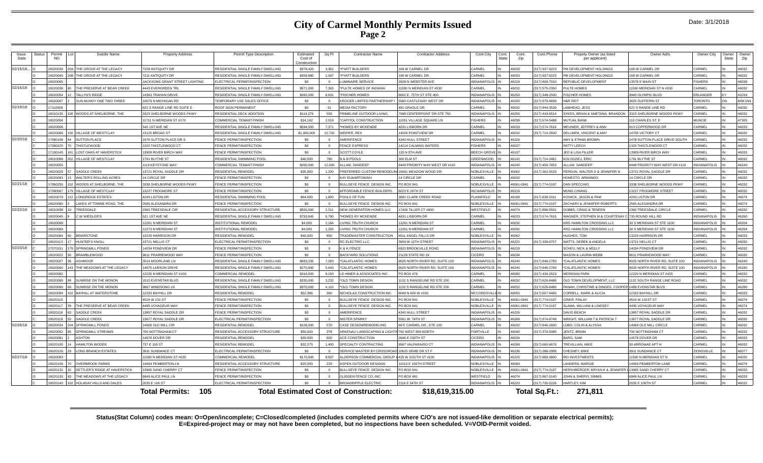# City of Carmel Monthly Permits Issued
## Page 2

Date: 3/1/2018

| Issue Date | Status | Permit NO | Lot | Subdiv Name | Property Address | Permit Type Description | Estimated Cost of Construction | Sq Ft | Contractor Name | Contractor Address | Cont.City | Cont. State | Cont. Zip | Cont.Phone | Propety Owner (as listed per applicant) | Owner Adrs | Owner City | Owner State | Owner Zip |
|---|---|---|---|---|---|---|---|---|---|---|---|---|---|---|---|---|---|---|---|
| 02/15/18... | O | 18020039 | 20A | THE GROVE AT THE LEGACY | 7209 ANTIQUITY DR | RESIDENTIAL SINGLE FAMILY DWELLING | $378,420 | 3,361 | *PYATT BUILDERS | 168 W CARMEL DR | CARMEL | IN | 46033 | (317) 937-9223 | PM DEVELOPMENT HOLDINGS | 168 W CARMEL DR | CARMEL | IN | 46032 |
| | O | 18020040 | 20B | THE GROVE AT THE LEGACY | 7211 ANTIQUITY DR | RESIDENTIAL SINGLE FAMILY DWELLING | $359,980 | 2,597 | *PYATT BUILDERS | 168 W CARMEL DR | CARMEL | IN | 46033 | (317) 937-9223 | PM DEVELOPMENT HOLDINGS | 168 W CARMEL DR | CARMEL | IN | 46032 |
| | O | 18020065 | | | JACKSONS GRANT STREET LIGHTING | ELECTRICAL PERMIT/INSPECTION | $0 | 0 | LUMINAIRE SERVICE | 2828 N WEBSTER AVE | INDIANAPOLIS | IN | 46219 | (317) 808-7010 | REPUBLIC DEVELOPMENT | 13578 E MAIN ST | FISHERS | IN | 46038 |
| 02/16/18 | O | 18020038 | 80 | THE PRESERVE AT BEAR CREEK | 4443 EVERGREEN TRL | RESIDENTIAL SINGLE FAMILY DWELLING | $571,000 | 7,365 | *PULTE HOMES OF INDIANA | 11590 N MERIDIAN ST #530 | CARMEL | IN | 46032 | (317) 575-2350 | PULTE HOMES | 11590 MERIDIAN ST N #530 | CARMEL | IN | 46032 |
| | O | 18020054 | 12 | TALLYN'S RIDGE | 14363 TRAHAN DRIVE | RESIDENTIAL SINGLE FAMILY DWELLING | $265,000 | 6,631 | *FISCHER HOMES | 6602 E. 75TH ST STE 400 | INDIANAPOLIS | IN | 46250 | (317) 348-2500 | FISCHER HOMES | 3940 OLYMPIC BLVD | ERLANGER | KY | 41018 |
| | O | 18020067 | 2 | SUN MOUND ONE TWO THREE | 10679 N MICHIGAN RD | TEMPORARY USE SALES OFFICE | $0 | 0 | KROGER LIMITED PARTNERSHIP I | 5960 CASTLEWAY WEST DR | INDIANAPOLIS | IN | 46250 | (317) 579-8699 | H&R REIT | 3625 DUFFERIN ST | TORONTO | ON | M3K1N4 |
| 02/19/18 | O | 17110009 | | | 622 S RANGE LINE RD SUITE E | ROOF SIGN PERMANENT | $0 | 31 | MEDIA FACTORY | 481 GRADLE DR | CARMEL | IN | 46032 | (317) 844-3539 | LAWHEAD, JESS | 622 S RANGE LINE RD | CARMEL | IN | 46032 |
| | O | 18010135 | 106 | WOODS AT SHELBORNE, THE | 3323 SHELBORNE WOODS PKWY | RESIDENTIAL DECK ADDITION | $114,276 | 555 | PRIMELINE OUTDOOR LIVING | 7998 CENTERPOINT DR STE 750 | INDIANAPOLIS | IN | 46256 | (317) 443-6514 | SYKES, BRIAN & SMETANA, BRANDON | 3323 SHELBORNE WOODS PKWY | CARMEL | IN | 46032 |
| | O | 18020004 | | | 11711 N MERIDIAN ST #170 | COMMERCIAL TENANT FINISH | $14,162 | 2,019 | *CAPITOL CONSTRUCTION | 11051 VILLAGE SQUARE LN | FISHERS | IN | 46038 | (317) 574-5488 | MUTUAL BANK | 110 CHARLES ST. E | MUNCIE | IN | 47305 |
| | O | 18020006 | | | 540 1ST AVE NE | RESIDENTIAL SINGLE FAMILY DWELLING | $594,000 | 7,371 | *HOMES BY MCKENZIE | 4631 LISBORN DR | CARMEL | IN | 46033 | (317) 574-7616 | MEUNIER, JEFFREY & ANN | 913 COPPERWOOD DR | CARMEL | IN | 46033 |
| | O | 18020066 | 156 | VILLAGE OF WESTCLAY | 13125 BROAD ST | RESIDENTIAL SINGLE FAMILY DWELLING | $1,000,000 | 10,702 | WEIPER, REX | 14026 POINTVIEW DR | CARMEL | IN | 46032 | (317) 710-2600 | DELUMPA, VINCENT & AMY | 14705 VICTORY CT | CARMEL | IN | 46032 |
| 02/20/18 | C | 17080108 | 54 | SUTTON PLACE | 2478 SUTTON PLACE DR S | FENCE PERMIT/INSPECTION | $0 | 0 | AMERIFENCE | 4340 HULL STREET | INDIANAPOLIS | IN | 46226 | | AMY & ETHAN BROWN | 2478 SUTTON PLACE DRIVE SOUTH | CARMEL | IN | 46032 |
| | C | 17080225 | 70 | THISTLEWOOD | 1320 THISTLEWOOD CT | FENCE PERMIT/INSPECTION | $0 | 0 | FENCE EXPRESS | 14214 CALMING WATERS | FISHERS | IN | 46037 | | PATTY LEECH | 1320 THISTLEWOOD CT | CARMEL | IN | 46032 |
| | C | 17100145 | 161 | LOST OAKS AT HAVERSTICK | 13909 RIVER BIRCH WAY | FENCE PERMIT/INSPECTION | $0 | 0 | SCOTT COYLE | 120 N 5TH AVE | BEECH GROVE | IN | 46107 | | JED & LISA FILLER | 13909 RIVER BIRCH WAY | CARMEL | IN | 46033 |
| | O | 18010088 | 202 | VILLAGE OF WESTCLAY | 1791 BLYTHE ST | RESIDENTIAL SWIMMING POOL | $40,000 | 780 | B & B POOLS | 300 ELM ST | GREENWOOD | IN | 46142 | (317) 714-3481 | KOLODZIEJ, ERIC | 1791 BLYTHE ST | CARMEL | IN | 46032 |
| | O | 18020005 | | | 1119 KEYSTONE WAY | COMMERCIAL TENANT FINISH | $200,000 | 12,000 | ALLAM, SANDEEP | 9449 PRIORITY WAY WEST DR #110 | INDIANAPOLIS | IN | 46240 | (317) 456-7853 | ALLAM, SANDEEP | 9449 PRIORITY WAY WEST DR #110 | INDIANAPOLIS | IN | 46240 |
| | O | 18020029 | 57 | SADDLE CREEK | 13721 ROYAL SADDLE DR | RESIDENTIAL REMODEL | $35,000 | 1,200 | PREFERRED CUSTOM REMODELING | 16691 MEADOW WOOD DR | NOBLESVILLE | IN | 46062 | (317) 362-5533 | PERDUN, WALTER D & JENNIFER N | 13721 ROYAL SADDLE DR | CARMEL | IN | 46032 |
| | O | 18020093 | 13 | WALTER'S ROLLING ACRES | 14 CIRCLE DR | FENCE PERMIT/INSPECTION | $0 | 0 | KAY ELWARTOWSKI | 14 CIRCLE DR | CARMEL | IN | 46032 | | HONESTO, ARMANDO | 14 CIRCLE DR | CARMEL | IN | 46032 |
| 02/21/18 | C | 17060255 | 102 | WOODS AT SHELBORNE, THE | 3338 SHELBORNE WOODS PKWY | FENCE PERMIT/INSPECTION | $0 | 0 | BULLSEYE FENCE DESIGN INC. | PO BOX 941 | NOBLESVILLE | IN | 46061-0941 | (317) 774-0197 | DAN SPECCHIO | 3338 SHELBORNE WOODS PKWY | CARMEL | IN | 46032 |
| | C | 17090067 | 179 | VILLAGE OF WESTCLAY | 13227 FROGMORE ST | FENCE PERMIT/INSPECTION | $0 | 0 | AFFORDABLE FENCE BUILDERS | 6023 E 26TH ST | INDIANAPOLIS | IN | 46219 | | MUNG CHIANG | 13227 FROGMORE STREET | CARMEL | IN | 46032 |
| | O | 18020079 | 122 | LONGRIDGE ESTATES | 4243 LISTON DR | RESIDENTIAL SWIMMING POOL | $64,000 | 1,800 | POOLS OF FUN | 3891 CLARK CREEK ROAD | PLAINFIELD | IN | 46168 | (317) 839-3311 | KOVACK, JASON & PAM | 4243 LISTON DR | CARMEL | IN | 46074 |
| | O | 18020080 | 3 | LAKES AT TOWNE ROAD, THE | 2565 ALEXANDRA DR | FENCE PERMIT/INSPECTION | $0 | 0 | BULLSEYE FENCE DESIGN INC. | PO BOX 941 | NOBLESVILLE | IN | 46061-0941 | (317) 774-0197 | ZACHARY & JENNIFER ROBERTS | 2565 ALEXANDRA DR | CARMEL | IN | 46074 |
| 02/22/18 | O | 18010038 | 10 | TREESDALE | 2360 TREESDALE CIR | RESIDENTIAL ACCESSORY STRUCTURE | $500,000 | 2,511 | NEW GENERATION HOMES LLC | 17406 TILLER CT #800 | WESTFIELD | IN | 46074 | (317) 896-5501 | DOBBS, CRAIG & TENEEN | 2360 TREESDALE CIRCLE | CARMEL | IN | 46032 |
| | O | 18020045 | 8 | C W WIEDLER'S | 521 1ST AVE NE | RESIDENTIAL SINGLE FAMILY DWELLING | $793,845 | 6,790 | *HOMES BY MCKENZIE | 4631 LISBORN DR | CARMEL | IN | 46033 | (317) 574-7616 | WAGNER, STEPHEN M & COURTENAY C | 735 ROUND HILL RD | INDIANAPOLIS | IN | 46260 |
| | O | 18020068 | | | 12261 N MERIDIAN ST | INSTITUTIONAL REMODEL | $4,000 | 2,184 | LIVING TRUTH CHURCH | 12261 N MERIDIAN ST | CARMEL | IN | 46032 | | KRG HAMILTON CROSSING LLC | 30 S MERIDIAN ST STE 1100 | INDIANAPOLIS | IN | 46204 |
| | O | 18020069 | | | 12273 N MERIDIAN ST | INSTITUTIONAL REMODEL | $4,000 | 1,265 | LIVING TRUTH CHURCH | 12261 N MERIDIAN ST | CARMEL | IN | 46032 | | KRG HAMILTON CROSSING LLC | 30 S MERIDIAN ST STE 1100 | INDIANAPOLIS | IN | 46204 |
| | O | 18020084 | 60 | BRIARSTONE | 13229 HARRISON DR | RESIDENTIAL REMODEL | $40,000 | 850 | TRADEMASTER CONSTRUCTION | 6511 ANGEL FALLS DR | NOBLESVILLE | IN | 46062 | | HUGHES, TOM | 13229 HARRISON DR | CARMEL | IN | 46033 |
| | O | 18020113 | 17 | HUNTER'S KNOLL | 13721 NELLIS CT | ELECTRICAL PERMIT/INSPECTION | $0 | 0 | RC ELECTRIC LLC | 3659 W 10TH STREET | INDIANAPOLIS | IN | 46222 | (317) 339-0757 | WATTS, DEREK & ANGELA | 13721 NELLIS CT | CARMEL | IN | 46032 |
| 02/23/18 | C | 17070151 | 179 | SPRINGMILL PONDS | 14034 PONDVIEW DR | FENCE PERMIT/INSPECTION | $0 | 0 | K & K FENCE | 6920 BROOKVILLE ROAD | INDIANAPOLIS | IN | 46219 | | SCHEU, NICK & MOLLY | 14034 PONDVIEW DR | CARMEL | IN | 46032 |
| | O | 18020022 | 30 | BRAMBLEWOOD | 9611 PRAIRIEWOOD WAY | FENCE PERMIT/INSPECTION | $0 | 0 | BACKYARD SOLUTIONS | 21128 STATE RD 19 | CICERO | IN | 46034 | | MASON & LAURIA WEBB | 9611 PRAIRIEWOOD WAY | CARMEL | IN | 46032 |
| | O | 18020027 | 36 | ASHMOOR | 3514 MOORLAND LN | RESIDENTIAL SINGLE FAMILY DWELLING | $683,235 | 7,283 | *CALATLANTIC HOMES | 9025 NORTH RIVER RD, SUITE 100 | INDIANAPOLIS | IN | 46240 | (317) 846-2783 | *CALATLANTIC HOMES | 9025 NORTH RIVER RD, SUITE 100 | INDIANAPOLIS | IN | 46240 |
| | O | 18020060 | 143 | THE MEADOWS AT THE LEGACY | 14075 LARSON DRIVE | RESIDENTIAL SINGLE FAMILY DWELLING | $270,000 | 5,640 | *CALATLANTIC HOMES | 9025 NORTH RIVER RD, SUITE 100 | INDIANAPOLIS | IN | 46240 | (317) 846-2783 | *CALATLANTIC HOMES | 9025 NORTH RIVER RD, SUITE 100 | INDIANAPOLIS | IN | 46240 |
| | O | 18020082 | | | 12220 N MERIDIAN ST #100 | COMMERCIAL REMODEL | $318,000 | 9,150 | LD HINER & ASSOCIATES INC. | PO BOX 476 | CARMEL | IN | 46082 | (317) 439-2623 | MERIDIAN PARK | 12220 N MERIDIAN ST #155 | CARMEL | IN | 46032 |
| | O | 18020089 | 99 | SUNRISE ON THE MONON | 1510 EVENSTAR BLVD | RESIDENTIAL SINGLE FAMILY DWELLING | $330,000 | 3,232 | *OLD TOWN DESIGN | 1132 S RANGELINE RD STE 200 | CARMEL | IN | 46032 | (317) 626-8486 | OLD TOWN DEVELOPMENT, LLC | 1132 SOUTH RANGE LINE ROAD | CARMEL | IN | 46032 |
| | O | 18020090 | 69 | SUNRISE ON THE MONON | 9867 WINDSONG LN | RESIDENTIAL SINGLE FAMILY DWELLING | $370,000 | 4,110 | *OLD TOWN DESIGN | 1132 S RANGELINE RD STE 200 | CARMEL | IN | 46032 | (317) 626-8486 | PANAH, CHRISTINE & DINGES, COOPER | 1489 EVENSTAR BLVD | CARMEL | IN | 46280 |
| | O | 18020094 | 102 | BAYHILL AT WATERSTONE | 12333 BAYHILL DR | RESIDENTIAL REMODEL | $52,386 | 260 | NICHOLAS CONSTRUCTION INC. | 8049 N 600 W #100 | MCCORDSVILLE | IN | 46055 | (317) 607-9465 | CORRELL, MARK & ALICIA | 12333 BAYHILL DR | CARMEL | IN | 46033 |
| | O | 18020115 | | | 4524 W 131 ST | FENCE PERMIT/INSPECTION | $0 | 0 | BULLSEYE FENCE DESIGN INC. | PO BOX 941 | NOBLESVILLE | IN | 46061-0941 | (317) 774-0197 | GRIER, FINLAY | 4524 W 131ST ST | CARMEL | IN | 46074 |
| | O | 18020117 | 39 | THE PRESERVE AT BEAR CREEK | 4495 VOYAGEUR WAY | FENCE PERMIT/INSPECTION | $0 | 0 | BULLSEYE FENCE DESIGN INC. | PO BOX 941 | NOBLESVILLE | IN | 46061-0941 | (317) 774-0197 | SLAMA, WILLIAM & LINDSEY | 4495 VOYAGEUR WAY | CARMEL | IN | 46074 |
| | O | 18020118 | 63 | SADDLE CREEK | 13857 ROYAL SADDLE DR | FENCE PERMIT/INSPECTION | $0 | 0 | AMERIFENCE | 4340 HULL STREET | INDIANAPOLIS | IN | 46226 | | DAVID BEACH | 13857 ROYAL SADDLE DR | CARMEL | IN | 46032 |
| | O | 18020119 | 55 | SADDLE CREEK | 13677 ROYAL SADDLE DR | ELECTRICAL PERMIT/INSPECTION | $0 | 0 | MISTER SPARKY | 5561 W. 74TH ST | INDIANAPOLIS | IN | 46268 | (317) 874-8748 | WRIGHT, WILLIAM T & PATRICIA T | 13677 ROYAL SADDLE DR | CARMEL | IN | 46032 |
| 02/26/18 | O | 18020034 | 204 | SPRINGMILL PONDS | 14069 OLD MILL CIR | RESIDENTIAL REMODEL | $108,000 | 570 | CASE DESIGN/REMODELING | 99 E CARMEL DR., STE 100 | CARMEL | IN | 46032 | (317) 846-2600 | LOBO, COLIN & ALYSSA | 14069 OLD MILL CIRCLE | CARMEL | IN | 46032 |
| | O | 18020052 | 85 | SPRINGMILL STREAMS | 705 NOTTINGHAM CT | RESIDENTIAL ACCESSORY STRUCTURE | $50,000 | 378 | ARKENAU LANDSCAPING & LIGHTING | 792 WEST 900 NORTH | FORTVILLE | IN | 46040 | (317) 370-5085 | JENTZ, BRIAN | 705 NOTTINGHAM CT | CARMEL | IN | 46032 |
| | O | 18020081 | 2 | ASHTON | 14578 DOVER DR | RESIDENTIAL REMODEL | $30,000 | 600 | ACE CONSTRUCTION | 2646 E 236TH ST | CICERO | IN | 46034 | | BARG, SAM | 14578 DOVER DR | CARMEL | IN | 46033 |
| | O | 18020105 | 14 | HAMILTON WOODS | 737 E 116 ST | RESIDENTIAL REMODEL | $32,275 | 1,400 | SPECIALTY CONTRACTING | 9567 VALPARAISO CT | INDIANAPOLIS | IN | 46268 | (317) 660-8676 | TREVILLIAN, MIKE | 30 ARROWAE APT H | CARMEL | IN | 46032 |
| | O | 18020126 | 29 | LONG BRANCH ESTATES | 3911 SUNDANCE CT | ELECTRICAL PERMIT/INSPECTION | $0 | 0 | SERVICE MASTER BY CROSSROAD | 10625 DEME DR ST F | INDIANAPOLIS | IN | 46236 | (317) 286-2999 | CHESNEY, MIKE | 3911 SUNDANCE CT | ZIONSVILLE | IN | 46077 |
| 02/27/18 | O | 18020083 | | | 11590 N MERIDIAN ST #530 | COMMERCIAL REMODEL | $170,000 | 8,937 | ALDERSON COMMERCIAL GROUP I | 425 W SOUTH ST #100 | INDIANAPOLIS | IN | 46225 | (317) 889-3800 | REI INVESTMENTS | 11590 N MERIDIAN ST N | CARMEL | IN | 46032 |
| | O | 18020106 | 70 | OVERBROOK FARMS | 14454 PEMBERTON LN | RESIDENTIAL ACCESSORY STRUCTURE | $25,000 | 225 | ASPEN OUTDOOR DESIGNS | 11010 E 156TH STREET | NOBLESVILLE | IN | 46060 | | LANDERS, MARGIE | 14454 PEMBERTON LANE | CARMEL | IN | 46074 |
| | O | 18020132 | 32 | SETTLER'S RIDGE AT HAVERSTICK | 13995 SAND CHERRY CT | FENCE PERMIT/INSPECTION | $0 | 0 | BULLSEYE FENCE DESIGN INC. | PO BOX 941 | NOBLESVILLE | IN | 46061-0941 | (317) 774-0197 | HERSHBERGER, BRYAN K & JENNIFER L | 13995 SAND CHERRY CT | CARMEL | IN | 46033 |
| | O | 18020133 | 93 | THE MEADOWS AT THE LEGACY | 6949 ALICE PAUL LN | FENCE PERMIT/INSPECTION | $0 | 0 | GLIDDEN FENCE CO, INC | PO BOX 481 | WESTFIELD | IN | 46074 | (317) 867-5140 | JOHN & SHERYL SIMMS | 6949 ALICE PAUL LN | CARMEL | IN | 46033 |
| | C | 18020140 | 102 | HOLADAY HILLS AND DALES | 2035 E 106 ST | ELECTRICAL PERMIT/INSPECTION | $0 | 0 | BROADRIPPLE ELECTRIC | 2116 E 54TH ST | INDIANAPOLIS | IN | 46220 | (317) 735-5226 | HARTLEY, KIM | 2035 E 106TH ST | CARMEL | IN | 46032 |

**Total Permits: 105** **Total Estimated Cost of Construction: $18,619,315.00** **Total Sq.Ft.: 271,811**

**Status(Stat Column) codes mean: O=Open/incomplete; C=Closed/completed (includes completed permits where C/O's are not issued-like demolition or separate electrical permits); E=Expired-project may or may not have been completed, but no inspections have been scheduled. V=VOID-Permit voided.**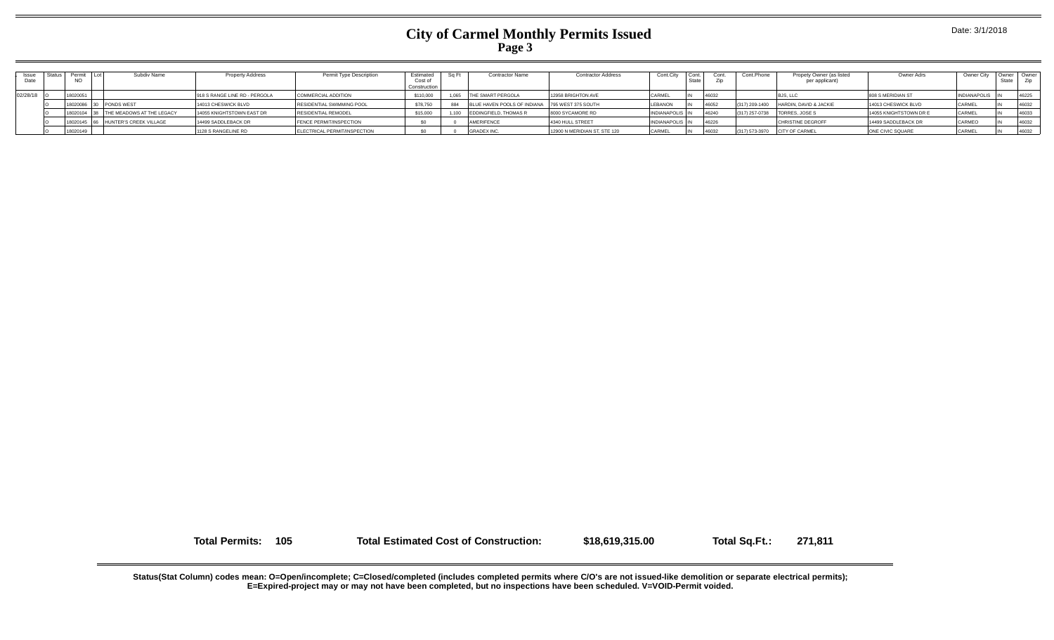# City of Carmel Monthly Permits Issued

**Page 3**

Date: 3/1/2018

| Issue Date | Status | Permit NO | Lot | Subdiv Name | Property Address | Permit Type Description | Estimated Cost of Construction | Sq Ft | Contractor Name | Contractor Address | Cont.City | Cont. State | Cont. Zip | Cont.Phone | Propety Owner (as listed per applicant) | Owner Adrs | Owner City | Owner State | Owner Zip |
|---|---|---|---|---|---|---|---|---|---|---|---|---|---|---|---|---|---|---|---|
| 02/28/18 | O | 18020051 | | | 918 S RANGE LINE RD - PERGOLA | COMMERCIAL ADDITION | $110,000 | 1,065 | THE SMART PERGOLA | 12958 BRIGHTON AVE | CARMEL | IN | 46032 | | BJS, LLC | 808 S MERIDIAN ST | INDIANAPOLIS | IN | 46225 |
| | O | 18020086 | 30 | PONDS WEST | 14013 CHESWICK BLVD | RESIDENTIAL SWIMMING POOL | $78,750 | 884 | BLUE HAVEN POOLS OF INDIANA | 795 WEST 375 SOUTH | LEBANON | IN | 46052 | (317) 209-1400 | HARDIN, DAVID & JACKIE | 14013 CHESWICK BLVD | CARMEL | IN | 46032 |
| | O | 18020104 | 38 | THE MEADOWS AT THE LEGACY | 14055 KNIGHTSTOWN EAST DR | RESIDENTIAL REMODEL | $15,000 | 1,100 | EDDINGFIELD, THOMAS R | 8000 SYCAMORE RD | INDIANAPOLIS | IN | 46240 | (317) 257-0738 | TORRES, JOSE S | 14055 KNIGHTSTOWN DR E | CARMEL | IN | 46033 |
| | O | 18020145 | 66 | HUNTER'S CREEK VILLAGE | 14499 SADDLEBACK DR | FENCE PERMIT/INSPECTION | $0 | 0 | AMERIFENCE | 4340 HULL STREET | INDIANAPOLIS | IN | 46226 | | CHRISTINE DEGROFF | 14499 SADDLEBACK DR | CARMEO | IN | 46032 |
| | O | 18020149 | | | 1128 S RANGELINE RD | ELECTRICAL PERMIT/INSPECTION | $0 | 0 | GRADEX INC. | 12900 N MERIDIAN ST, STE 120 | CARMEL | IN | 46032 | (317) 573-3970 | CITY OF CARMEL | ONE CIVIC SQUARE | CARMEL | IN | 46032 |

**Total Permits: 105** **Total Estimated Cost of Construction: $18,619,315.00** **Total Sq.Ft.: 271,811**

**Status(Stat Column) codes mean: O=Open/incomplete; C=Closed/completed (includes completed permits where C/O's are not issued-like demolition or separate electrical permits); E=Expired-project may or may not have been completed, but no inspections have been scheduled. V=VOID-Permit voided.**